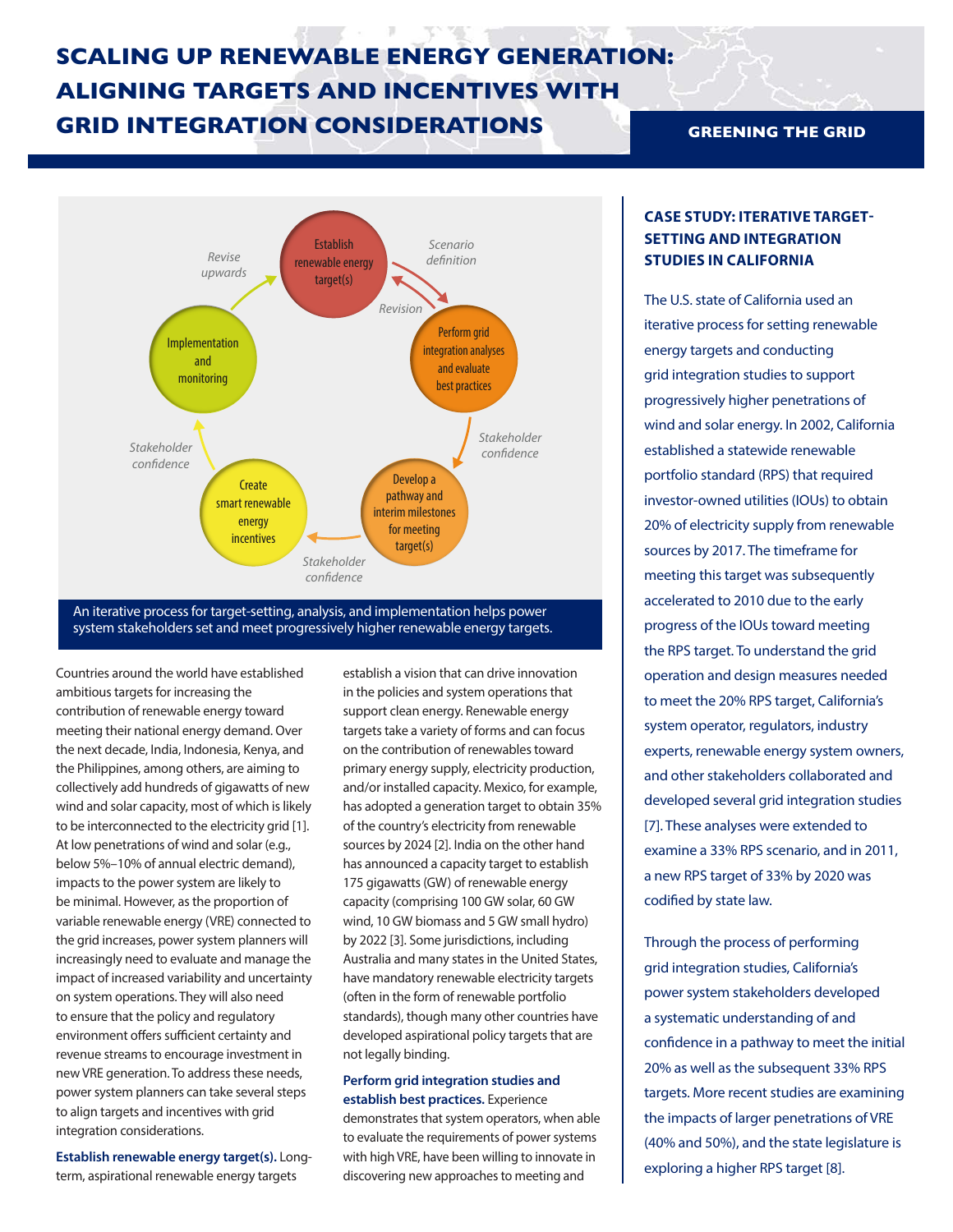# SCALING UP RENEWABLE ENERGY GENERATION: ALIGNING TARGETS AND INCENTIVES WITH GRID INTEGRATION CONSIDERATIONS

**GREENING THE GRID**

An iterative process for target-setting, analysis, and implementation helps power system stakeholders set and meet progressively higher renewable energy targets.

Countries around the world have established ambitious targets for increasing the contribution of renewable energy toward meeting their national energy demand. Over the next decade, India, Indonesia, Kenya, and the Philippines, among others, are aiming to collectively add hundreds of gigawatts of new wind and solar capacity, most of which is likely to be interconnected to the electricity grid [1]. At low penetrations of wind and solar (e.g., below 5%–10% of annual electric demand), impacts to the power system are likely to be minimal. However, as the proportion of variable renewable energy (VRE) connected to the grid increases, power system planners will increasingly need to evaluate and manage the impact of increased variability and uncertainty on system operations. They will also need to ensure that the policy and regulatory environment offers sufficient certainty and revenue streams to encourage investment in new VRE generation. To address these needs, power system planners can take several steps to align targets and incentives with grid integration considerations.

**Establish renewable energy target(s).** Long-term, aspirational renewable energy targets establish a vision that can drive innovation in the policies and system operations that support clean energy. Renewable energy targets take a variety of forms and can focus on the contribution of renewables toward primary energy supply, electricity production, and/or installed capacity. Mexico, for example, has adopted a generation target to obtain 35% of the country's electricity from renewable sources by 2024 [2]. India on the other hand has announced a capacity target to establish 175 gigawatts (GW) of renewable energy capacity (comprising 100 GW solar, 60 GW wind, 10 GW biomass and 5 GW small hydro) by 2022 [3]. Some jurisdictions, including Australia and many states in the United States, have mandatory renewable electricity targets (often in the form of renewable portfolio standards), though many other countries have developed aspirational policy targets that are not legally binding.

**Perform grid integration studies and establish best practices.** Experience demonstrates that system operators, when able to evaluate the requirements of power systems with high VRE, have been willing to innovate in discovering new approaches to meeting and

### CASE STUDY: ITERATIVE TARGET-SETTING AND INTEGRATION STUDIES IN CALIFORNIA

The U.S. state of California used an iterative process for setting renewable energy targets and conducting grid integration studies to support progressively higher penetrations of wind and solar energy. In 2002, California established a statewide renewable portfolio standard (RPS) that required investor-owned utilities (IOUs) to obtain 20% of electricity supply from renewable sources by 2017. The timeframe for meeting this target was subsequently accelerated to 2010 due to the early progress of the IOUs toward meeting the RPS target. To understand the grid operation and design measures needed to meet the 20% RPS target, California's system operator, regulators, industry experts, renewable energy system owners, and other stakeholders collaborated and developed several grid integration studies [7]. These analyses were extended to examine a 33% RPS scenario, and in 2011, a new RPS target of 33% by 2020 was codified by state law.

Through the process of performing grid integration studies, California's power system stakeholders developed a systematic understanding of and confidence in a pathway to meet the initial 20% as well as the subsequent 33% RPS targets. More recent studies are examining the impacts of larger penetrations of VRE (40% and 50%), and the state legislature is exploring a higher RPS target [8].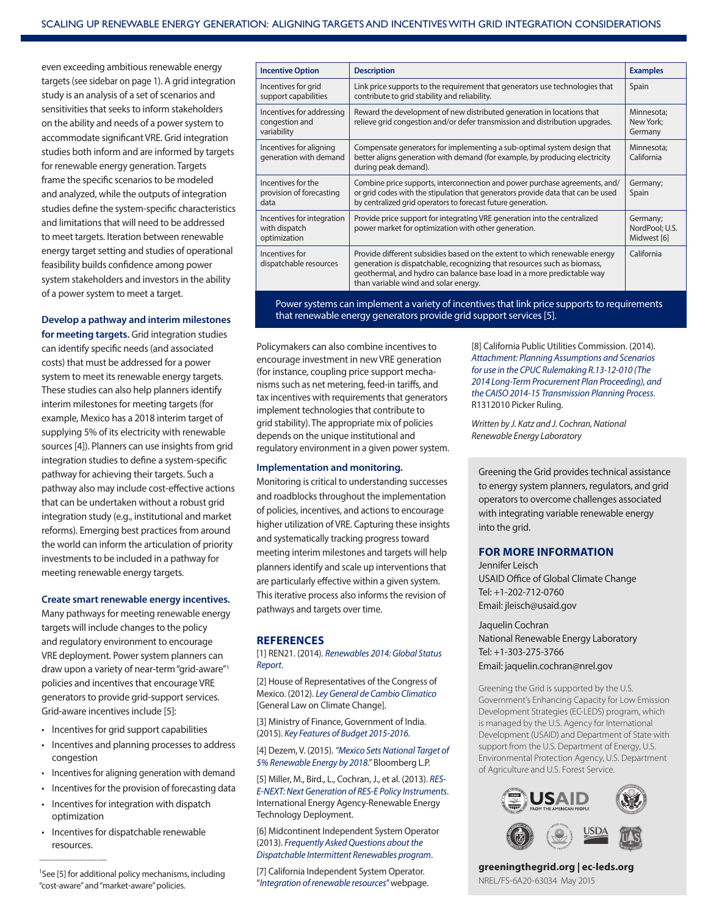even exceeding ambitious renewable energy targets (see sidebar on page 1). A grid integration study is an analysis of a set of scenarios and sensitivities that seeks to inform stakeholders on the ability and needs of a power system to accommodate significant VRE. Grid integration studies both inform and are informed by targets for renewable energy generation. Targets frame the specific scenarios to be modeled and analyzed, while the outputs of integration studies define the system-specific characteristics and limitations that will need to be addressed to meet targets. Iteration between renewable energy target setting and studies of operational feasibility builds confidence among power system stakeholders and investors in the ability of a power system to meet a target.

**Develop a pathway and interim milestones for meeting targets.** Grid integration studies can identify specific needs (and associated costs) that must be addressed for a power system to meet its renewable energy targets. These studies can also help planners identify interim milestones for meeting targets (for example, Mexico has a 2018 interim target of supplying 5% of its electricity with renewable sources [4]). Planners can use insights from grid integration studies to define a system-specific pathway for achieving their targets. Such a pathway also may include cost-effective actions that can be undertaken without a robust grid integration study (e.g., institutional and market reforms). Emerging best practices from around the world can inform the articulation of priority investments to be included in a pathway for meeting renewable energy targets.

**Create smart renewable energy incentives.** Many pathways for meeting renewable energy targets will include changes to the policy and regulatory environment to encourage VRE deployment. Power system planners can draw upon a variety of near-term "grid-aware"[1] policies and incentives that encourage VRE generators to provide grid-support services. Grid-aware incentives include [5]:

- Incentives for grid support capabilities
- Incentives and planning processes to address congestion
- Incentives for aligning generation with demand
- Incentives for the provision of forecasting data
- Incentives for integration with dispatch optimization
- Incentives for dispatchable renewable resources.

[1] See [5] for additional policy mechanisms, including "cost-aware" and "market-aware" policies.

| Incentive Option | Description | Examples |
|---|---|---|
| Incentives for grid support capabilities | Link price supports to the requirement that generators use technologies that contribute to grid stability and reliability. | Spain |
| Incentives for addressing congestion and variability | Reward the development of new distributed generation in locations that relieve grid congestion and/or defer transmission and distribution upgrades. | Minnesota; New York; Germany |
| Incentives for aligning generation with demand | Compensate generators for implementing a sub-optimal system design that better aligns generation with demand (for example, by producing electricity during peak demand). | Minnesota; California |
| Incentives for the provision of forecasting data | Combine price supports, interconnection and power purchase agreements, and/or grid codes with the stipulation that generators provide data that can be used by centralized grid operators to forecast future generation. | Germany; Spain |
| Incentives for integration with dispatch optimization | Provide price support for integrating VRE generation into the centralized power market for optimization with other generation. | Germany; NordPool; U.S. Midwest [6] |
| Incentives for dispatchable resources | Provide different subsidies based on the extent to which renewable energy generation is dispatchable, recognizing that resources such as biomass, geothermal, and hydro can balance base load in a more predictable way than variable wind and solar energy. | California |

Power systems can implement a variety of incentives that link price supports to requirements that renewable energy generators provide grid support services [5].

Policymakers can also combine incentives to encourage investment in new VRE generation (for instance, coupling price support mechanisms such as net metering, feed-in tariffs, and tax incentives with requirements that generators implement technologies that contribute to grid stability). The appropriate mix of policies depends on the unique institutional and regulatory environment in a given power system.

**Implementation and monitoring.** Monitoring is critical to understanding successes and roadblocks throughout the implementation of policies, incentives, and actions to encourage higher utilization of VRE. Capturing these insights and systematically tracking progress toward meeting interim milestones and targets will help planners identify and scale up interventions that are particularly effective within a given system. This iterative process also informs the revision of pathways and targets over time.

## REFERENCES

[1] REN21. (2014). *Renewables 2014: Global Status Report.*

[2] House of Representatives of the Congress of Mexico. (2012). *Ley General de Cambio Climatico* [General Law on Climate Change].

[3] Ministry of Finance, Government of India. (2015). *Key Features of Budget 2015-2016.*

[4] Dezem, V. (2015). *"Mexico Sets National Target of 5% Renewable Energy by 2018."* Bloomberg L.P.

[5] Miller, M., Bird., L., Cochran, J., et al. (2013). *RES-E-NEXT: Next Generation of RES-E Policy Instruments.* International Energy Agency-Renewable Energy Technology Deployment.

[6] Midcontinent Independent System Operator (2013). *Frequently Asked Questions about the Dispatchable Intermittent Renewables program.*

[7] California Independent System Operator. "*Integration of renewable resources*" webpage.

[8] California Public Utilities Commission. (2014). *Attachment: Planning Assumptions and Scenarios for use in the CPUC Rulemaking R.13-12-010 (The 2014 Long-Term Procurement Plan Proceeding), and the CAISO 2014-15 Transmission Planning Process.* R1312010 Picker Ruling.

*Written by J. Katz and J. Cochran, National Renewable Energy Laboratory*

Greening the Grid provides technical assistance to energy system planners, regulators, and grid operators to overcome challenges associated with integrating variable renewable energy into the grid.

## FOR MORE INFORMATION

Jennifer Leisch
USAID Office of Global Climate Change
Tel: +1-202-712-0760
Email: jleisch@usaid.gov

Jaquelin Cochran
National Renewable Energy Laboratory
Tel: +1-303-275-3766
Email: jaquelin.cochran@nrel.gov

Greening the Grid is supported by the U.S. Government's Enhancing Capacity for Low Emission Development Strategies (EC-LEDS) program, which is managed by the U.S. Agency for International Development (USAID) and Department of State with support from the U.S. Department of Energy, U.S. Environmental Protection Agency, U.S. Department of Agriculture and U.S. Forest Service.

**greeningthegrid.org | ec-leds.org**

NREL/FS-6A20-63034 May 2015